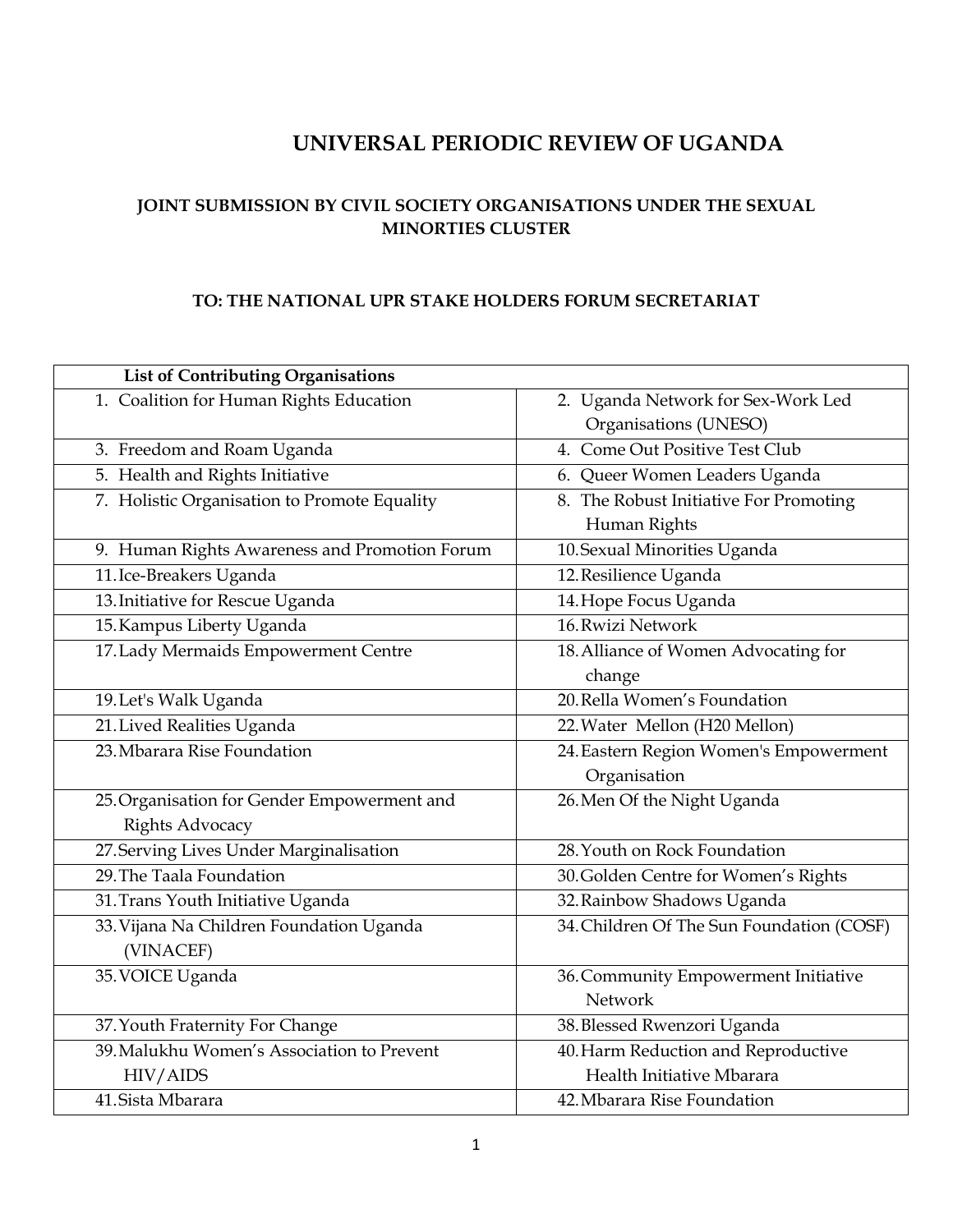# UNIVERSAL PERIODIC REVIEW OF UGANDA

## JOINT SUBMISSION BY CIVIL SOCIETY ORGANISATIONS UNDER THE SEXUAL MINORTIES CLUSTER

### TO: THE NATIONAL UPR STAKE HOLDERS FORUM SECRETARIAT

| List of Contributing Organisations | |
|---|---|
| 1. Coalition for Human Rights Education | 2. Uganda Network for Sex-Work Led Organisations (UNESO) |
| 3. Freedom and Roam Uganda | 4. Come Out Positive Test Club |
| 5. Health and Rights Initiative | 6. Queer Women Leaders Uganda |
| 7. Holistic Organisation to Promote Equality | 8. The Robust Initiative For Promoting Human Rights |
| 9. Human Rights Awareness and Promotion Forum | 10. Sexual Minorities Uganda |
| 11. Ice-Breakers Uganda | 12. Resilience Uganda |
| 13. Initiative for Rescue Uganda | 14. Hope Focus Uganda |
| 15. Kampus Liberty Uganda | 16. Rwizi Network |
| 17. Lady Mermaids Empowerment Centre | 18. Alliance of Women Advocating for change |
| 19. Let's Walk Uganda | 20. Rella Women's Foundation |
| 21. Lived Realities Uganda | 22. Water Mellon (H20 Mellon) |
| 23. Mbarara Rise Foundation | 24. Eastern Region Women's Empowerment Organisation |
| 25. Organisation for Gender Empowerment and Rights Advocacy | 26. Men Of the Night Uganda |
| 27. Serving Lives Under Marginalisation | 28. Youth on Rock Foundation |
| 29. The Taala Foundation | 30. Golden Centre for Women's Rights |
| 31. Trans Youth Initiative Uganda | 32. Rainbow Shadows Uganda |
| 33. Vijana Na Children Foundation Uganda (VINACEF) | 34. Children Of The Sun Foundation (COSF) |
| 35. VOICE Uganda | 36. Community Empowerment Initiative Network |
| 37. Youth Fraternity For Change | 38. Blessed Rwenzori Uganda |
| 39. Malukhu Women's Association to Prevent HIV/AIDS | 40. Harm Reduction and Reproductive Health Initiative Mbarara |
| 41. Sista Mbarara | 42. Mbarara Rise Foundation |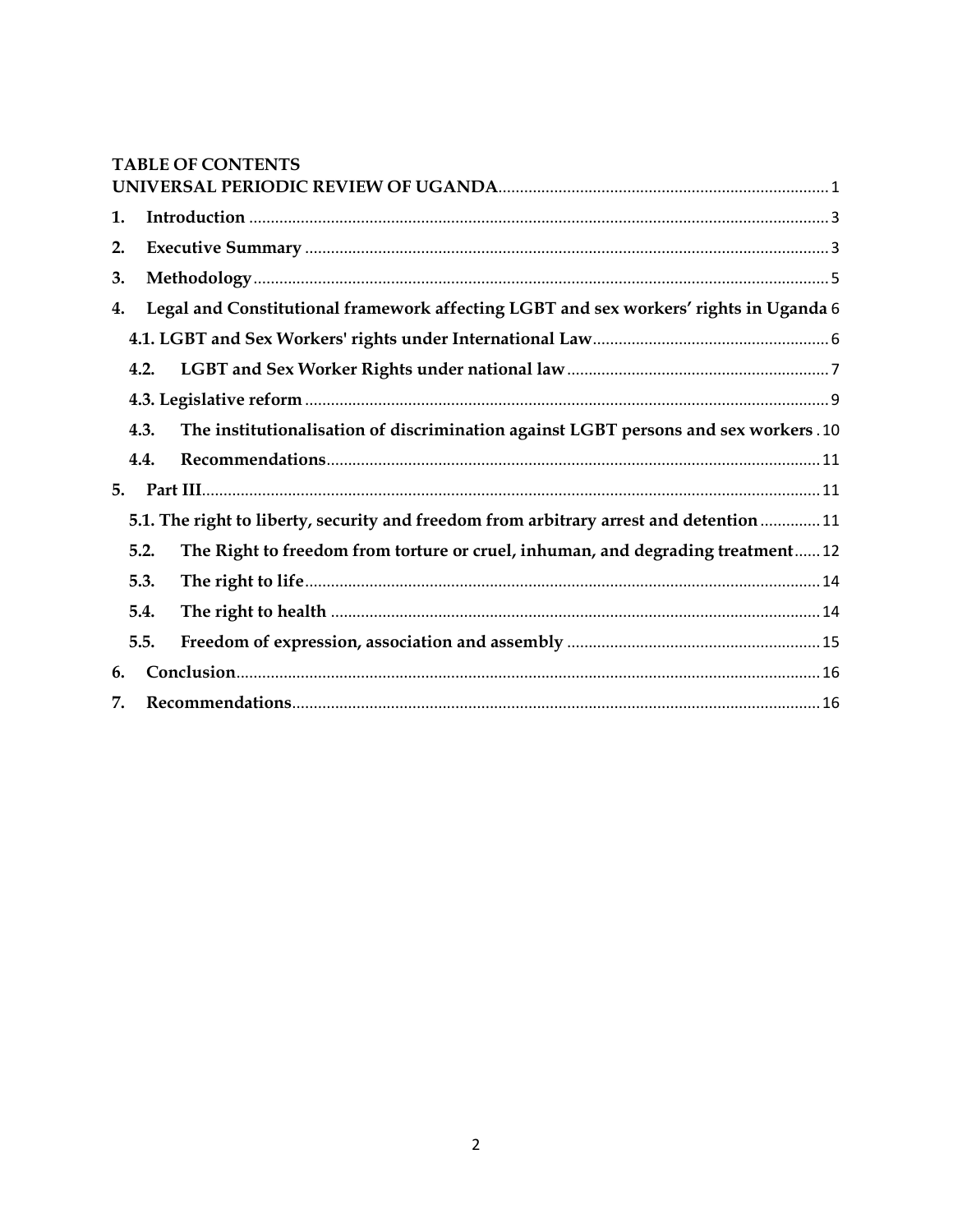**TABLE OF CONTENTS**

**UNIVERSAL PERIODIC REVIEW OF UGANDA** ............ 1

1. **Introduction** ............ 3
2. **Executive Summary** ............ 3
3. **Methodology** ............ 5
4. **Legal and Constitutional framework affecting LGBT and sex workers' rights in Uganda** 6
   - **4.1. LGBT and Sex Workers' rights under International Law** ............ 6
   - **4.2. LGBT and Sex Worker Rights under national law** ............ 7
   - **4.3. Legislative reform** ............ 9
   - **4.3. The institutionalisation of discrimination against LGBT persons and sex workers** . 10
   - **4.4. Recommendations** ............ 11
5. **Part III** ............ 11
   - **5.1. The right to liberty, security and freedom from arbitrary arrest and detention** ............ 11
   - **5.2. The Right to freedom from torture or cruel, inhuman, and degrading treatment** ...... 12
   - **5.3. The right to life** ............ 14
   - **5.4. The right to health** ............ 14
   - **5.5. Freedom of expression, association and assembly** ............ 15
6. **Conclusion** ............ 16
7. **Recommendations** ............ 16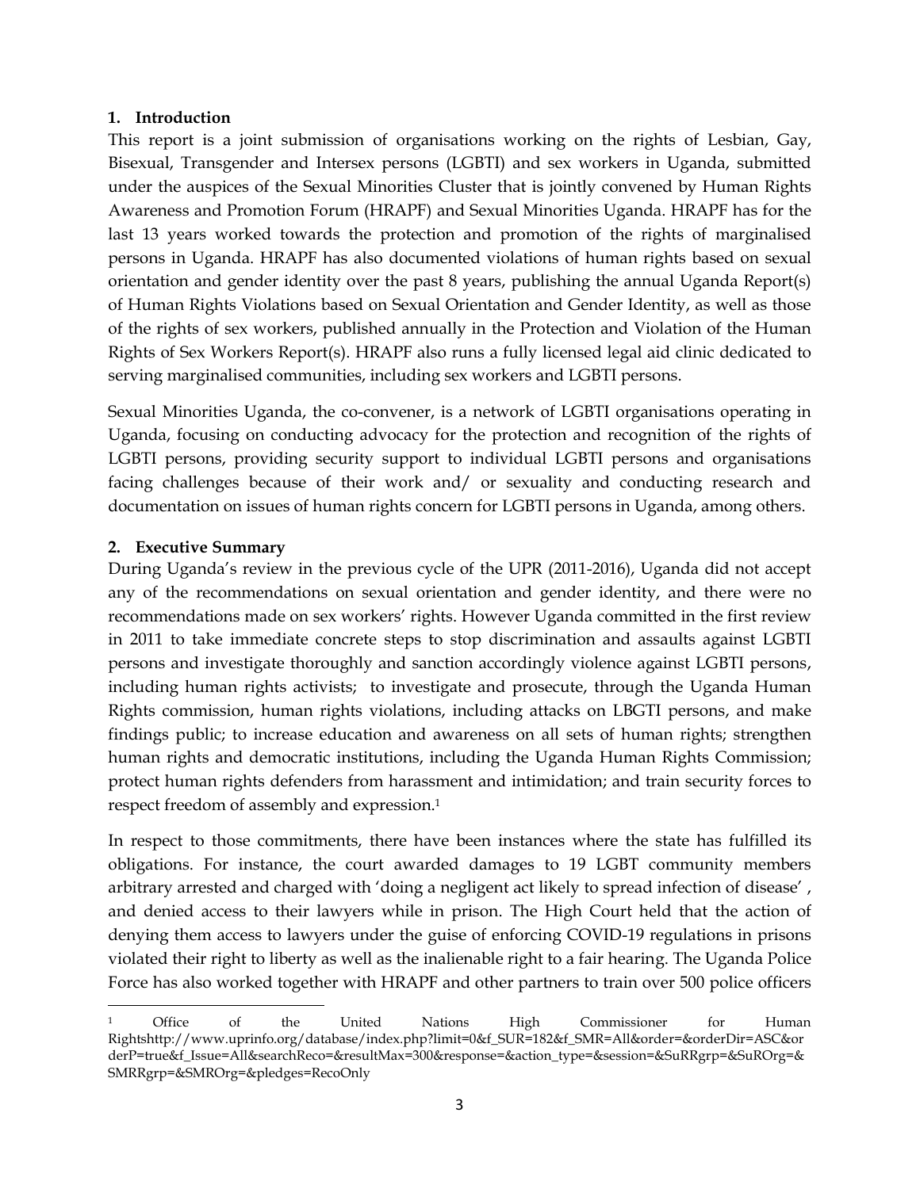## 1. Introduction

This report is a joint submission of organisations working on the rights of Lesbian, Gay, Bisexual, Transgender and Intersex persons (LGBTI) and sex workers in Uganda, submitted under the auspices of the Sexual Minorities Cluster that is jointly convened by Human Rights Awareness and Promotion Forum (HRAPF) and Sexual Minorities Uganda. HRAPF has for the last 13 years worked towards the protection and promotion of the rights of marginalised persons in Uganda. HRAPF has also documented violations of human rights based on sexual orientation and gender identity over the past 8 years, publishing the annual Uganda Report(s) of Human Rights Violations based on Sexual Orientation and Gender Identity, as well as those of the rights of sex workers, published annually in the Protection and Violation of the Human Rights of Sex Workers Report(s). HRAPF also runs a fully licensed legal aid clinic dedicated to serving marginalised communities, including sex workers and LGBTI persons.

Sexual Minorities Uganda, the co-convener, is a network of LGBTI organisations operating in Uganda, focusing on conducting advocacy for the protection and recognition of the rights of LGBTI persons, providing security support to individual LGBTI persons and organisations facing challenges because of their work and/ or sexuality and conducting research and documentation on issues of human rights concern for LGBTI persons in Uganda, among others.

## 2. Executive Summary

During Uganda's review in the previous cycle of the UPR (2011-2016), Uganda did not accept any of the recommendations on sexual orientation and gender identity, and there were no recommendations made on sex workers' rights. However Uganda committed in the first review in 2011 to take immediate concrete steps to stop discrimination and assaults against LGBTI persons and investigate thoroughly and sanction accordingly violence against LGBTI persons, including human rights activists; to investigate and prosecute, through the Uganda Human Rights commission, human rights violations, including attacks on LBGTI persons, and make findings public; to increase education and awareness on all sets of human rights; strengthen human rights and democratic institutions, including the Uganda Human Rights Commission; protect human rights defenders from harassment and intimidation; and train security forces to respect freedom of assembly and expression.[1]

In respect to those commitments, there have been instances where the state has fulfilled its obligations. For instance, the court awarded damages to 19 LGBT community members arbitrary arrested and charged with 'doing a negligent act likely to spread infection of disease' , and denied access to their lawyers while in prison. The High Court held that the action of denying them access to lawyers under the guise of enforcing COVID-19 regulations in prisons violated their right to liberty as well as the inalienable right to a fair hearing. The Uganda Police Force has also worked together with HRAPF and other partners to train over 500 police officers

---

[1] Office of the United Nations High Commissioner for Human Rightshttp://www.uprinfo.org/database/index.php?limit=0&f_SUR=182&f_SMR=All&order=&orderDir=ASC&orderP=true&f_Issue=All&searchReco=&resultMax=300&response=&action_type=&session=&SuRRgrp=&SuROrg=&SMRRgrp=&SMROrg=&pledges=RecoOnly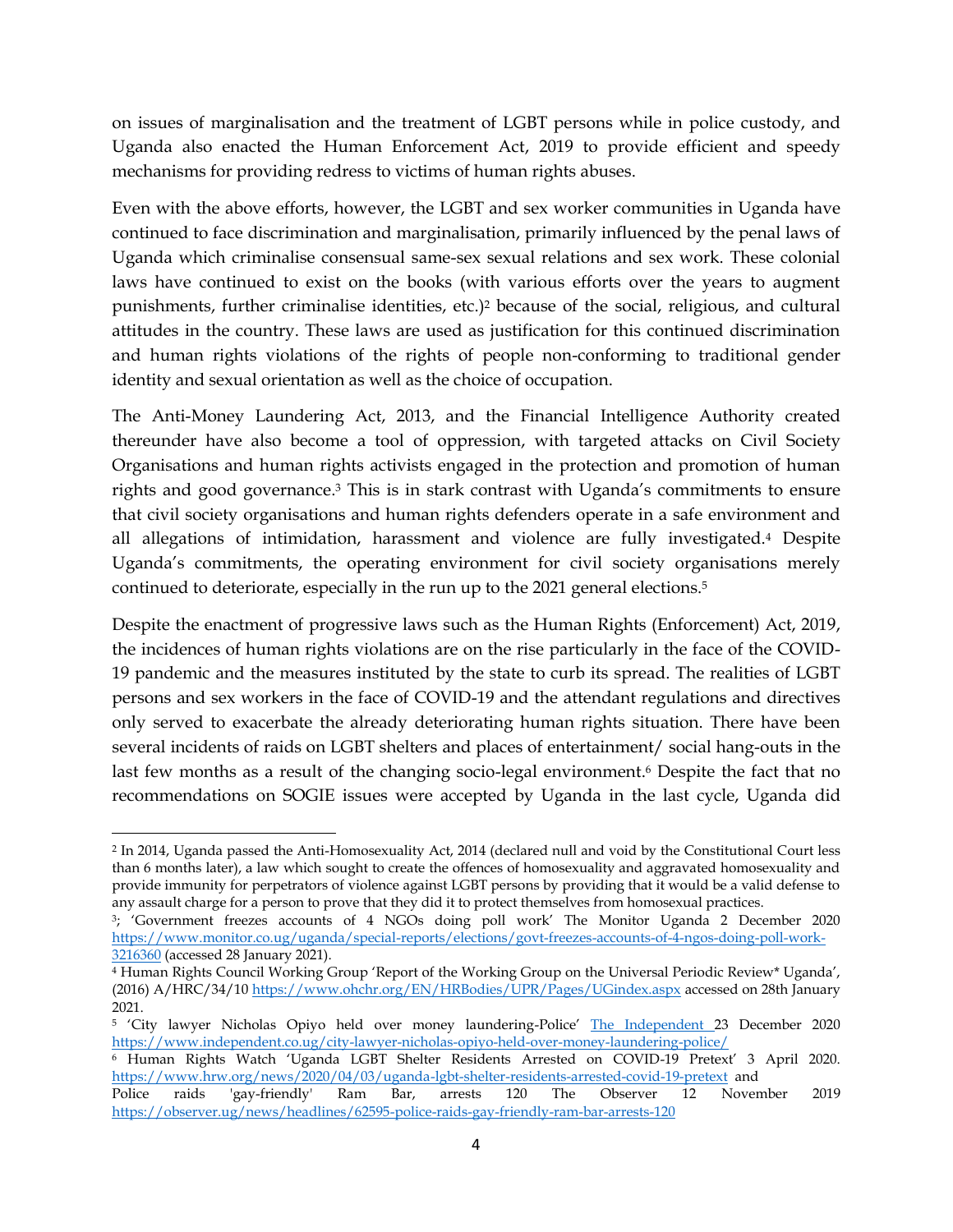on issues of marginalisation and the treatment of LGBT persons while in police custody, and Uganda also enacted the Human Enforcement Act, 2019 to provide efficient and speedy mechanisms for providing redress to victims of human rights abuses.

Even with the above efforts, however, the LGBT and sex worker communities in Uganda have continued to face discrimination and marginalisation, primarily influenced by the penal laws of Uganda which criminalise consensual same-sex sexual relations and sex work. These colonial laws have continued to exist on the books (with various efforts over the years to augment punishments, further criminalise identities, etc.)[2] because of the social, religious, and cultural attitudes in the country. These laws are used as justification for this continued discrimination and human rights violations of the rights of people non-conforming to traditional gender identity and sexual orientation as well as the choice of occupation.

The Anti-Money Laundering Act, 2013, and the Financial Intelligence Authority created thereunder have also become a tool of oppression, with targeted attacks on Civil Society Organisations and human rights activists engaged in the protection and promotion of human rights and good governance.[3] This is in stark contrast with Uganda's commitments to ensure that civil society organisations and human rights defenders operate in a safe environment and all allegations of intimidation, harassment and violence are fully investigated.[4] Despite Uganda's commitments, the operating environment for civil society organisations merely continued to deteriorate, especially in the run up to the 2021 general elections.[5]

Despite the enactment of progressive laws such as the Human Rights (Enforcement) Act, 2019, the incidences of human rights violations are on the rise particularly in the face of the COVID-19 pandemic and the measures instituted by the state to curb its spread. The realities of LGBT persons and sex workers in the face of COVID-19 and the attendant regulations and directives only served to exacerbate the already deteriorating human rights situation. There have been several incidents of raids on LGBT shelters and places of entertainment/ social hang-outs in the last few months as a result of the changing socio-legal environment.[6] Despite the fact that no recommendations on SOGIE issues were accepted by Uganda in the last cycle, Uganda did

---

[2] In 2014, Uganda passed the Anti-Homosexuality Act, 2014 (declared null and void by the Constitutional Court less than 6 months later), a law which sought to create the offences of homosexuality and aggravated homosexuality and provide immunity for perpetrators of violence against LGBT persons by providing that it would be a valid defense to any assault charge for a person to prove that they did it to protect themselves from homosexual practices.

[3]; 'Government freezes accounts of 4 NGOs doing poll work' The Monitor Uganda 2 December 2020 https://www.monitor.co.ug/uganda/special-reports/elections/govt-freezes-accounts-of-4-ngos-doing-poll-work-3216360 (accessed 28 January 2021).

[4] Human Rights Council Working Group 'Report of the Working Group on the Universal Periodic Review* Uganda', (2016) A/HRC/34/10 https://www.ohchr.org/EN/HRBodies/UPR/Pages/UGindex.aspx accessed on 28th January 2021.

[5] 'City lawyer Nicholas Opiyo held over money laundering-Police' The Independent 23 December 2020 https://www.independent.co.ug/city-lawyer-nicholas-opiyo-held-over-money-laundering-police/

[6] Human Rights Watch 'Uganda LGBT Shelter Residents Arrested on COVID-19 Pretext' 3 April 2020. https://www.hrw.org/news/2020/04/03/uganda-lgbt-shelter-residents-arrested-covid-19-pretext and Police raids 'gay-friendly' Ram Bar, arrests 120 The Observer 12 November 2019 https://observer.ug/news/headlines/62595-police-raids-gay-friendly-ram-bar-arrests-120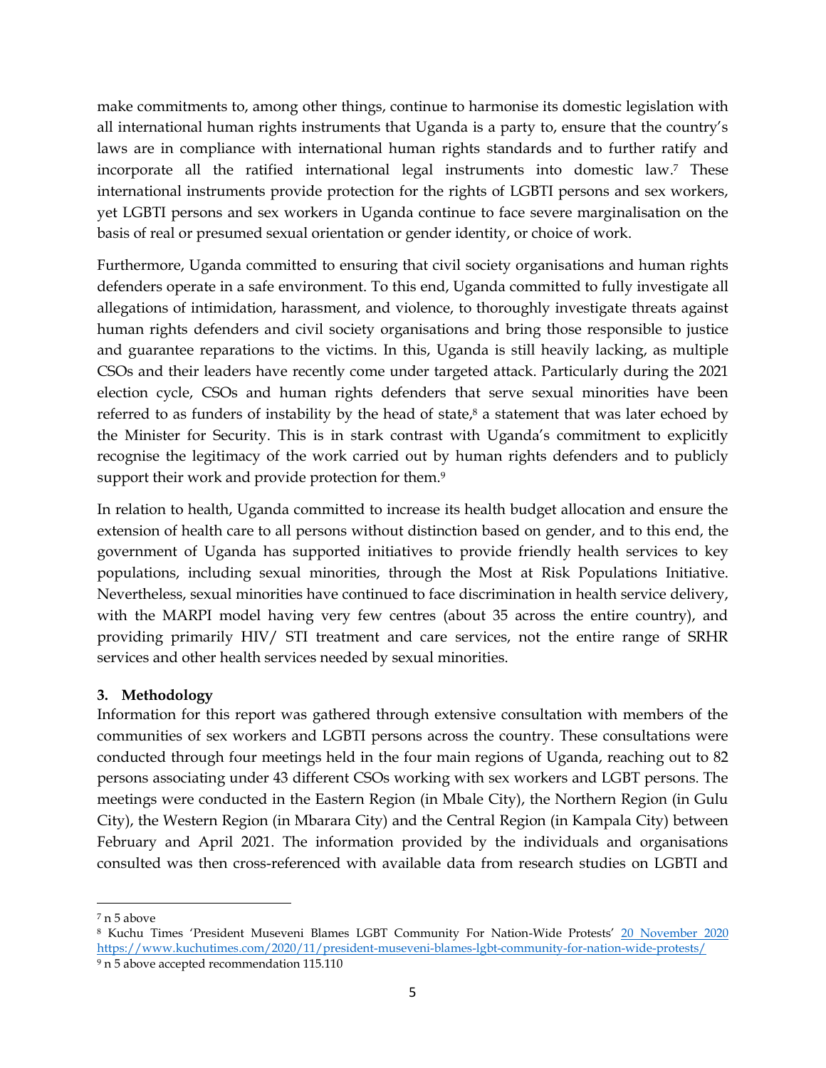make commitments to, among other things, continue to harmonise its domestic legislation with all international human rights instruments that Uganda is a party to, ensure that the country's laws are in compliance with international human rights standards and to further ratify and incorporate all the ratified international legal instruments into domestic law.[7] These international instruments provide protection for the rights of LGBTI persons and sex workers, yet LGBTI persons and sex workers in Uganda continue to face severe marginalisation on the basis of real or presumed sexual orientation or gender identity, or choice of work.

Furthermore, Uganda committed to ensuring that civil society organisations and human rights defenders operate in a safe environment. To this end, Uganda committed to fully investigate all allegations of intimidation, harassment, and violence, to thoroughly investigate threats against human rights defenders and civil society organisations and bring those responsible to justice and guarantee reparations to the victims. In this, Uganda is still heavily lacking, as multiple CSOs and their leaders have recently come under targeted attack. Particularly during the 2021 election cycle, CSOs and human rights defenders that serve sexual minorities have been referred to as funders of instability by the head of state,[8] a statement that was later echoed by the Minister for Security. This is in stark contrast with Uganda's commitment to explicitly recognise the legitimacy of the work carried out by human rights defenders and to publicly support their work and provide protection for them.[9]

In relation to health, Uganda committed to increase its health budget allocation and ensure the extension of health care to all persons without distinction based on gender, and to this end, the government of Uganda has supported initiatives to provide friendly health services to key populations, including sexual minorities, through the Most at Risk Populations Initiative. Nevertheless, sexual minorities have continued to face discrimination in health service delivery, with the MARPI model having very few centres (about 35 across the entire country), and providing primarily HIV/ STI treatment and care services, not the entire range of SRHR services and other health services needed by sexual minorities.

### 3. Methodology

Information for this report was gathered through extensive consultation with members of the communities of sex workers and LGBTI persons across the country. These consultations were conducted through four meetings held in the four main regions of Uganda, reaching out to 82 persons associating under 43 different CSOs working with sex workers and LGBT persons. The meetings were conducted in the Eastern Region (in Mbale City), the Northern Region (in Gulu City), the Western Region (in Mbarara City) and the Central Region (in Kampala City) between February and April 2021. The information provided by the individuals and organisations consulted was then cross-referenced with available data from research studies on LGBTI and

---

[7] n 5 above

[8] Kuchu Times 'President Museveni Blames LGBT Community For Nation-Wide Protests' 20 November 2020 https://www.kuchutimes.com/2020/11/president-museveni-blames-lgbt-community-for-nation-wide-protests/

[9] n 5 above accepted recommendation 115.110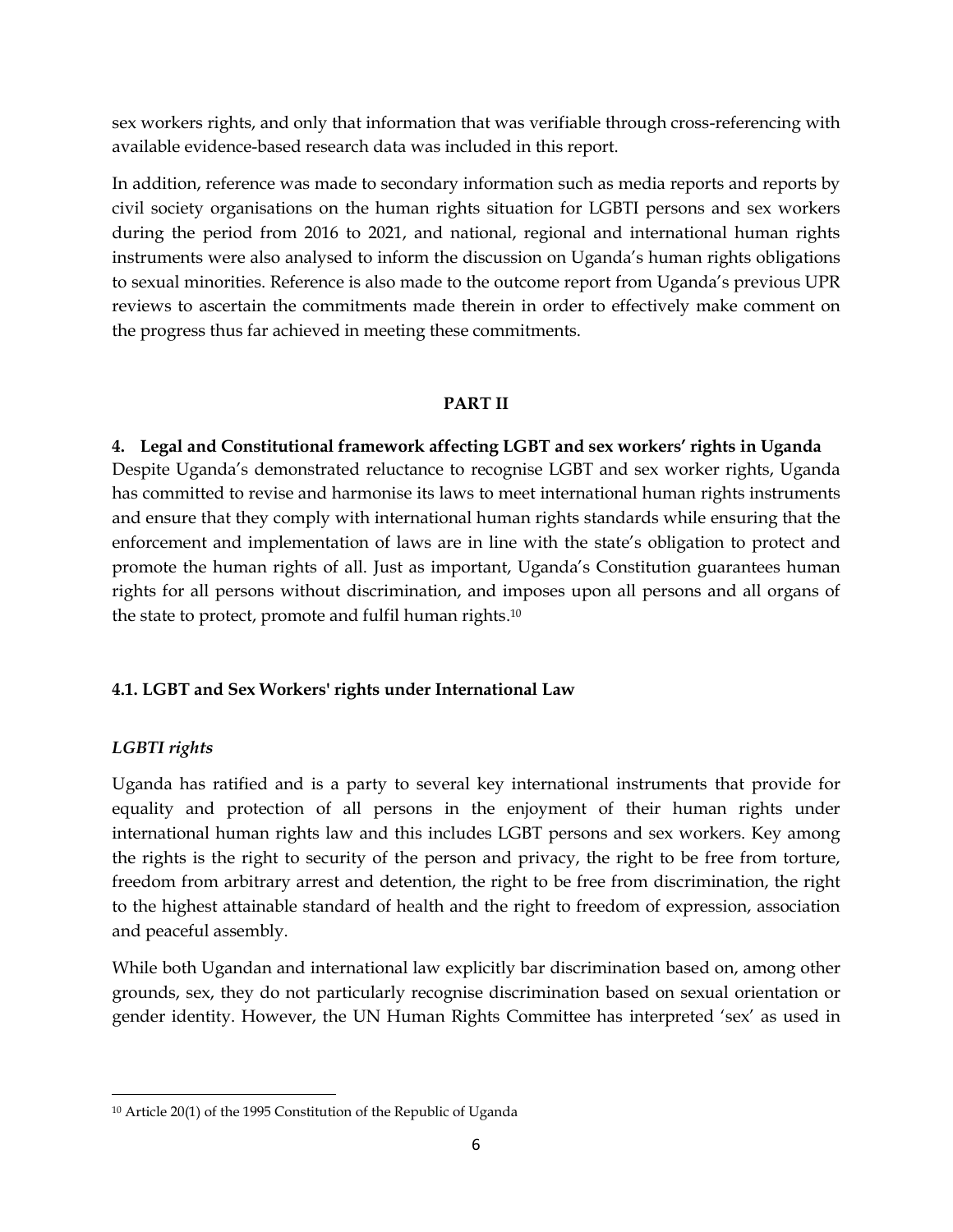sex workers rights, and only that information that was verifiable through cross-referencing with available evidence-based research data was included in this report.

In addition, reference was made to secondary information such as media reports and reports by civil society organisations on the human rights situation for LGBTI persons and sex workers during the period from 2016 to 2021, and national, regional and international human rights instruments were also analysed to inform the discussion on Uganda's human rights obligations to sexual minorities. Reference is also made to the outcome report from Uganda's previous UPR reviews to ascertain the commitments made therein in order to effectively make comment on the progress thus far achieved in meeting these commitments.

## PART II

### 4. Legal and Constitutional framework affecting LGBT and sex workers' rights in Uganda

Despite Uganda's demonstrated reluctance to recognise LGBT and sex worker rights, Uganda has committed to revise and harmonise its laws to meet international human rights instruments and ensure that they comply with international human rights standards while ensuring that the enforcement and implementation of laws are in line with the state's obligation to protect and promote the human rights of all. Just as important, Uganda's Constitution guarantees human rights for all persons without discrimination, and imposes upon all persons and all organs of the state to protect, promote and fulfil human rights.[10]

#### 4.1. LGBT and Sex Workers' rights under International Law

*LGBTI rights*

Uganda has ratified and is a party to several key international instruments that provide for equality and protection of all persons in the enjoyment of their human rights under international human rights law and this includes LGBT persons and sex workers. Key among the rights is the right to security of the person and privacy, the right to be free from torture, freedom from arbitrary arrest and detention, the right to be free from discrimination, the right to the highest attainable standard of health and the right to freedom of expression, association and peaceful assembly.

While both Ugandan and international law explicitly bar discrimination based on, among other grounds, sex, they do not particularly recognise discrimination based on sexual orientation or gender identity. However, the UN Human Rights Committee has interpreted 'sex' as used in

---

[10] Article 20(1) of the 1995 Constitution of the Republic of Uganda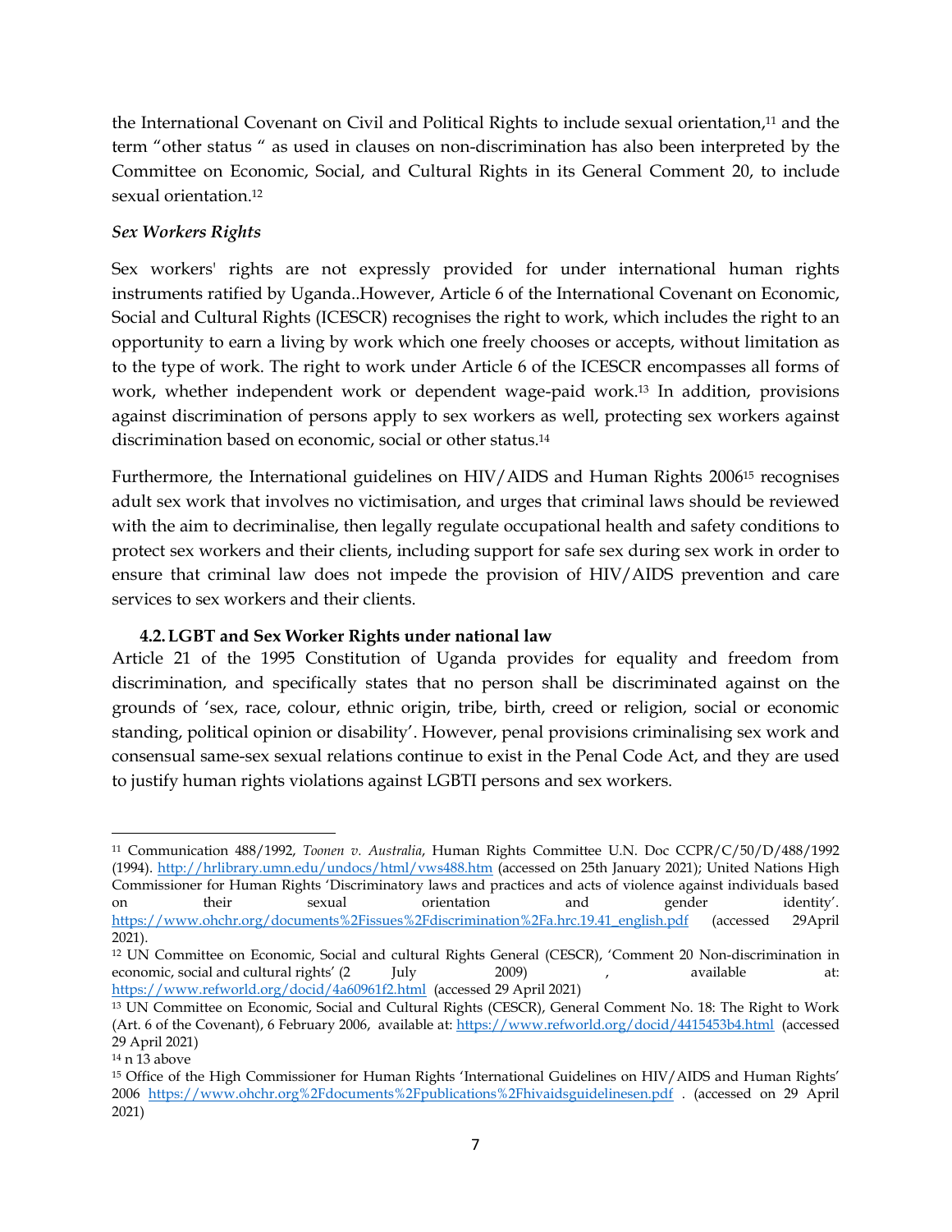the International Covenant on Civil and Political Rights to include sexual orientation,[11] and the term "other status " as used in clauses on non-discrimination has also been interpreted by the Committee on Economic, Social, and Cultural Rights in its General Comment 20, to include sexual orientation.[12]

*Sex Workers Rights*

Sex workers' rights are not expressly provided for under international human rights instruments ratified by Uganda..However, Article 6 of the International Covenant on Economic, Social and Cultural Rights (ICESCR) recognises the right to work, which includes the right to an opportunity to earn a living by work which one freely chooses or accepts, without limitation as to the type of work. The right to work under Article 6 of the ICESCR encompasses all forms of work, whether independent work or dependent wage-paid work.[13] In addition, provisions against discrimination of persons apply to sex workers as well, protecting sex workers against discrimination based on economic, social or other status.[14]

Furthermore, the International guidelines on HIV/AIDS and Human Rights 2006[15] recognises adult sex work that involves no victimisation, and urges that criminal laws should be reviewed with the aim to decriminalise, then legally regulate occupational health and safety conditions to protect sex workers and their clients, including support for safe sex during sex work in order to ensure that criminal law does not impede the provision of HIV/AIDS prevention and care services to sex workers and their clients.

### 4.2. LGBT and Sex Worker Rights under national law

Article 21 of the 1995 Constitution of Uganda provides for equality and freedom from discrimination, and specifically states that no person shall be discriminated against on the grounds of 'sex, race, colour, ethnic origin, tribe, birth, creed or religion, social or economic standing, political opinion or disability'. However, penal provisions criminalising sex work and consensual same-sex sexual relations continue to exist in the Penal Code Act, and they are used to justify human rights violations against LGBTI persons and sex workers.

---

[11] Communication 488/1992, *Toonen v. Australia*, Human Rights Committee U.N. Doc CCPR/C/50/D/488/1992 (1994). http://hrlibrary.umn.edu/undocs/html/vws488.htm (accessed on 25th January 2021); United Nations High Commissioner for Human Rights 'Discriminatory laws and practices and acts of violence against individuals based on their sexual orientation and gender identity'. https://www.ohchr.org/documents%2Fissues%2Fdiscrimination%2Fa.hrc.19.41_english.pdf (accessed 29April 2021).

[12] UN Committee on Economic, Social and cultural Rights General (CESCR), 'Comment 20 Non-discrimination in economic, social and cultural rights' (2 July 2009) , available at: https://www.refworld.org/docid/4a60961f2.html (accessed 29 April 2021)

[13] UN Committee on Economic, Social and Cultural Rights (CESCR), General Comment No. 18: The Right to Work (Art. 6 of the Covenant), 6 February 2006, available at: https://www.refworld.org/docid/4415453b4.html (accessed 29 April 2021)

[14] n 13 above

[15] Office of the High Commissioner for Human Rights 'International Guidelines on HIV/AIDS and Human Rights' 2006 https://www.ohchr.org%2Fdocuments%2Fpublications%2Fhivaidsguidelinesen.pdf . (accessed on 29 April 2021)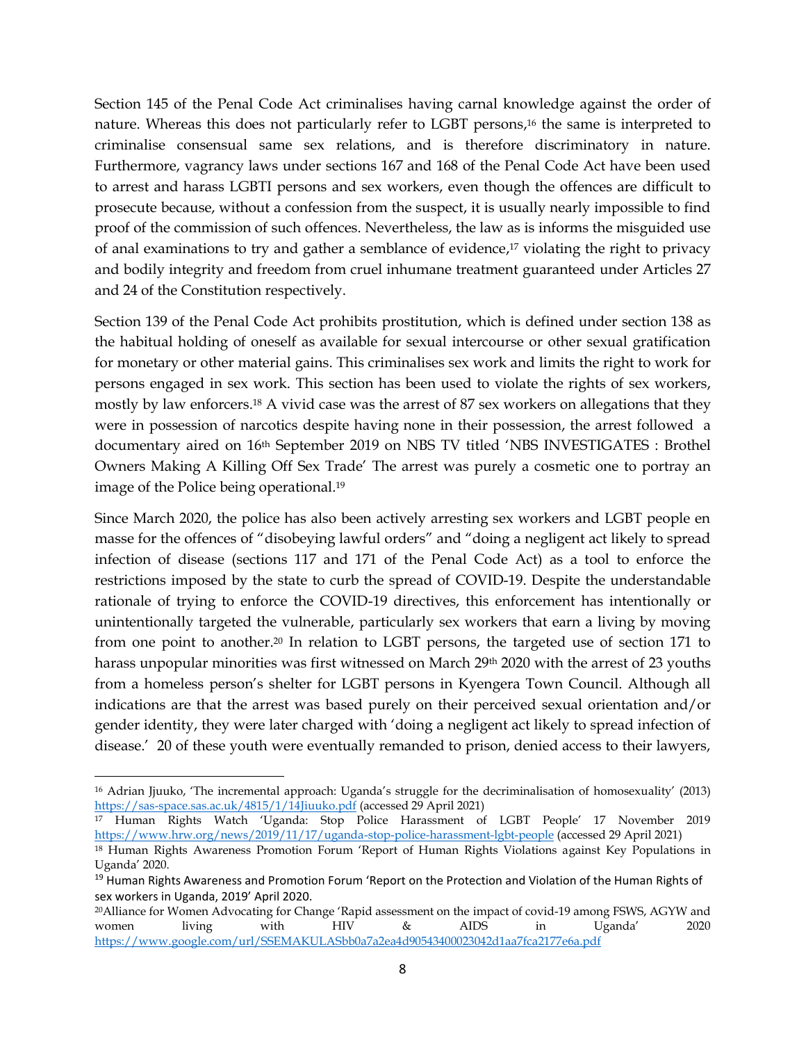Section 145 of the Penal Code Act criminalises having carnal knowledge against the order of nature. Whereas this does not particularly refer to LGBT persons,[16] the same is interpreted to criminalise consensual same sex relations, and is therefore discriminatory in nature. Furthermore, vagrancy laws under sections 167 and 168 of the Penal Code Act have been used to arrest and harass LGBTI persons and sex workers, even though the offences are difficult to prosecute because, without a confession from the suspect, it is usually nearly impossible to find proof of the commission of such offences. Nevertheless, the law as is informs the misguided use of anal examinations to try and gather a semblance of evidence,[17] violating the right to privacy and bodily integrity and freedom from cruel inhumane treatment guaranteed under Articles 27 and 24 of the Constitution respectively.

Section 139 of the Penal Code Act prohibits prostitution, which is defined under section 138 as the habitual holding of oneself as available for sexual intercourse or other sexual gratification for monetary or other material gains. This criminalises sex work and limits the right to work for persons engaged in sex work. This section has been used to violate the rights of sex workers, mostly by law enforcers.[18] A vivid case was the arrest of 87 sex workers on allegations that they were in possession of narcotics despite having none in their possession, the arrest followed a documentary aired on 16th September 2019 on NBS TV titled 'NBS INVESTIGATES : Brothel Owners Making A Killing Off Sex Trade' The arrest was purely a cosmetic one to portray an image of the Police being operational.[19]

Since March 2020, the police has also been actively arresting sex workers and LGBT people en masse for the offences of "disobeying lawful orders" and "doing a negligent act likely to spread infection of disease (sections 117 and 171 of the Penal Code Act) as a tool to enforce the restrictions imposed by the state to curb the spread of COVID-19. Despite the understandable rationale of trying to enforce the COVID-19 directives, this enforcement has intentionally or unintentionally targeted the vulnerable, particularly sex workers that earn a living by moving from one point to another.[20] In relation to LGBT persons, the targeted use of section 171 to harass unpopular minorities was first witnessed on March 29th 2020 with the arrest of 23 youths from a homeless person's shelter for LGBT persons in Kyengera Town Council. Although all indications are that the arrest was based purely on their perceived sexual orientation and/or gender identity, they were later charged with 'doing a negligent act likely to spread infection of disease.' 20 of these youth were eventually remanded to prison, denied access to their lawyers,

---

[16] Adrian Jjuuko, 'The incremental approach: Uganda's struggle for the decriminalisation of homosexuality' (2013) https://sas-space.sas.ac.uk/4815/1/14Jjuuko.pdf (accessed 29 April 2021)

[17] Human Rights Watch 'Uganda: Stop Police Harassment of LGBT People' 17 November 2019 https://www.hrw.org/news/2019/11/17/uganda-stop-police-harassment-lgbt-people (accessed 29 April 2021)

[18] Human Rights Awareness Promotion Forum 'Report of Human Rights Violations against Key Populations in Uganda' 2020.

[19] Human Rights Awareness and Promotion Forum 'Report on the Protection and Violation of the Human Rights of sex workers in Uganda, 2019' April 2020.

[20] Alliance for Women Advocating for Change 'Rapid assessment on the impact of covid-19 among FSWS, AGYW and women living with HIV & AIDS in Uganda' 2020 https://www.google.com/url/SSEMAKULASbb0a7a2ea4d90543400023042d1aa7fca2177e6a.pdf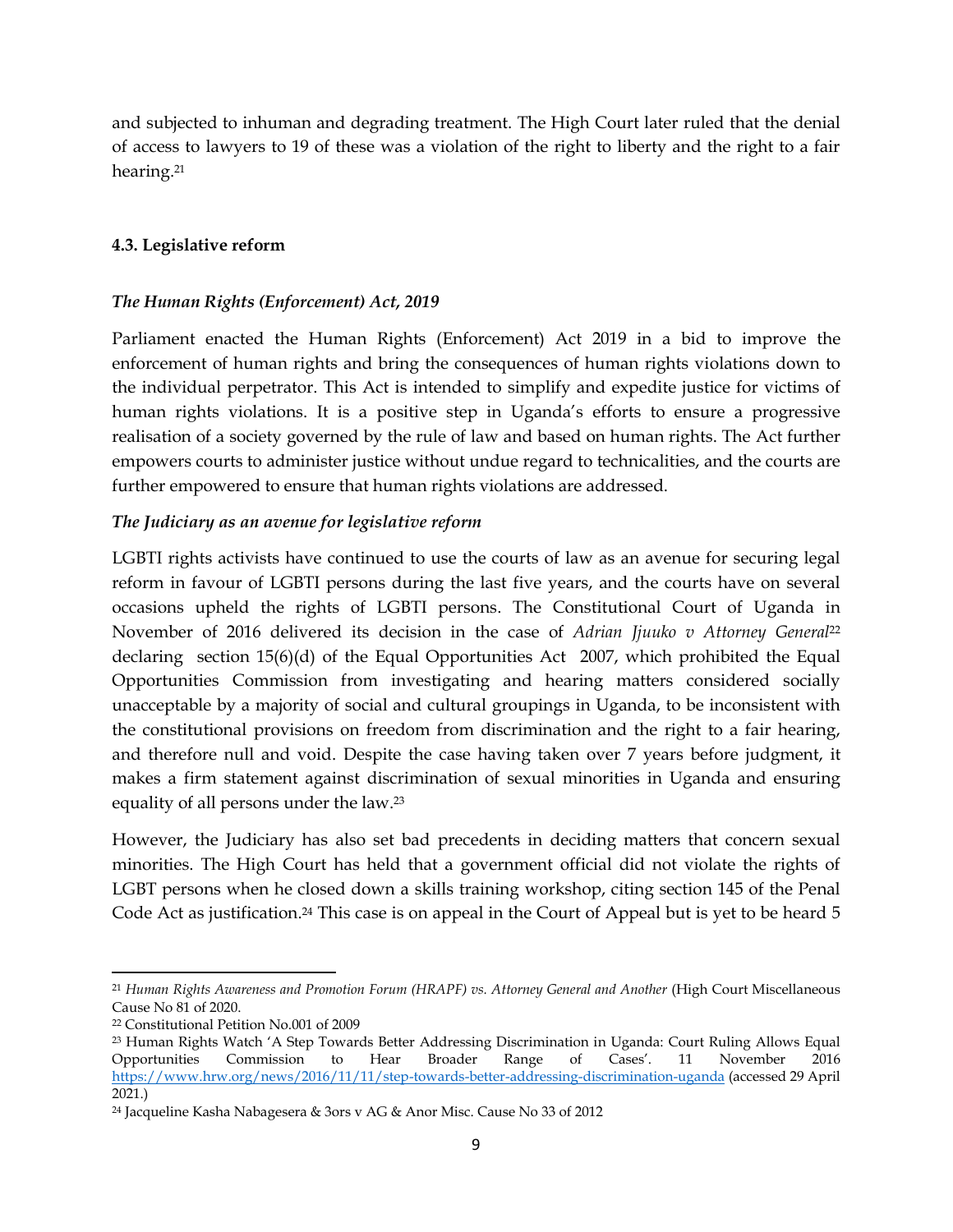and subjected to inhuman and degrading treatment. The High Court later ruled that the denial of access to lawyers to 19 of these was a violation of the right to liberty and the right to a fair hearing.[21]

### 4.3. Legislative reform

#### *The Human Rights (Enforcement) Act, 2019*

Parliament enacted the Human Rights (Enforcement) Act 2019 in a bid to improve the enforcement of human rights and bring the consequences of human rights violations down to the individual perpetrator. This Act is intended to simplify and expedite justice for victims of human rights violations. It is a positive step in Uganda's efforts to ensure a progressive realisation of a society governed by the rule of law and based on human rights. The Act further empowers courts to administer justice without undue regard to technicalities, and the courts are further empowered to ensure that human rights violations are addressed.

#### *The Judiciary as an avenue for legislative reform*

LGBTI rights activists have continued to use the courts of law as an avenue for securing legal reform in favour of LGBTI persons during the last five years, and the courts have on several occasions upheld the rights of LGBTI persons. The Constitutional Court of Uganda in November of 2016 delivered its decision in the case of *Adrian Jjuuko v Attorney General*[22] declaring section 15(6)(d) of the Equal Opportunities Act 2007, which prohibited the Equal Opportunities Commission from investigating and hearing matters considered socially unacceptable by a majority of social and cultural groupings in Uganda, to be inconsistent with the constitutional provisions on freedom from discrimination and the right to a fair hearing, and therefore null and void. Despite the case having taken over 7 years before judgment, it makes a firm statement against discrimination of sexual minorities in Uganda and ensuring equality of all persons under the law.[23]

However, the Judiciary has also set bad precedents in deciding matters that concern sexual minorities. The High Court has held that a government official did not violate the rights of LGBT persons when he closed down a skills training workshop, citing section 145 of the Penal Code Act as justification.[24] This case is on appeal in the Court of Appeal but is yet to be heard 5

---

[21] *Human Rights Awareness and Promotion Forum (HRAPF) vs. Attorney General and Another* (High Court Miscellaneous Cause No 81 of 2020.

[22] Constitutional Petition No.001 of 2009

[23] Human Rights Watch 'A Step Towards Better Addressing Discrimination in Uganda: Court Ruling Allows Equal Opportunities Commission to Hear Broader Range of Cases'. 11 November 2016 https://www.hrw.org/news/2016/11/11/step-towards-better-addressing-discrimination-uganda (accessed 29 April 2021.)

[24] Jacqueline Kasha Nabagesera & 3ors v AG & Anor Misc. Cause No 33 of 2012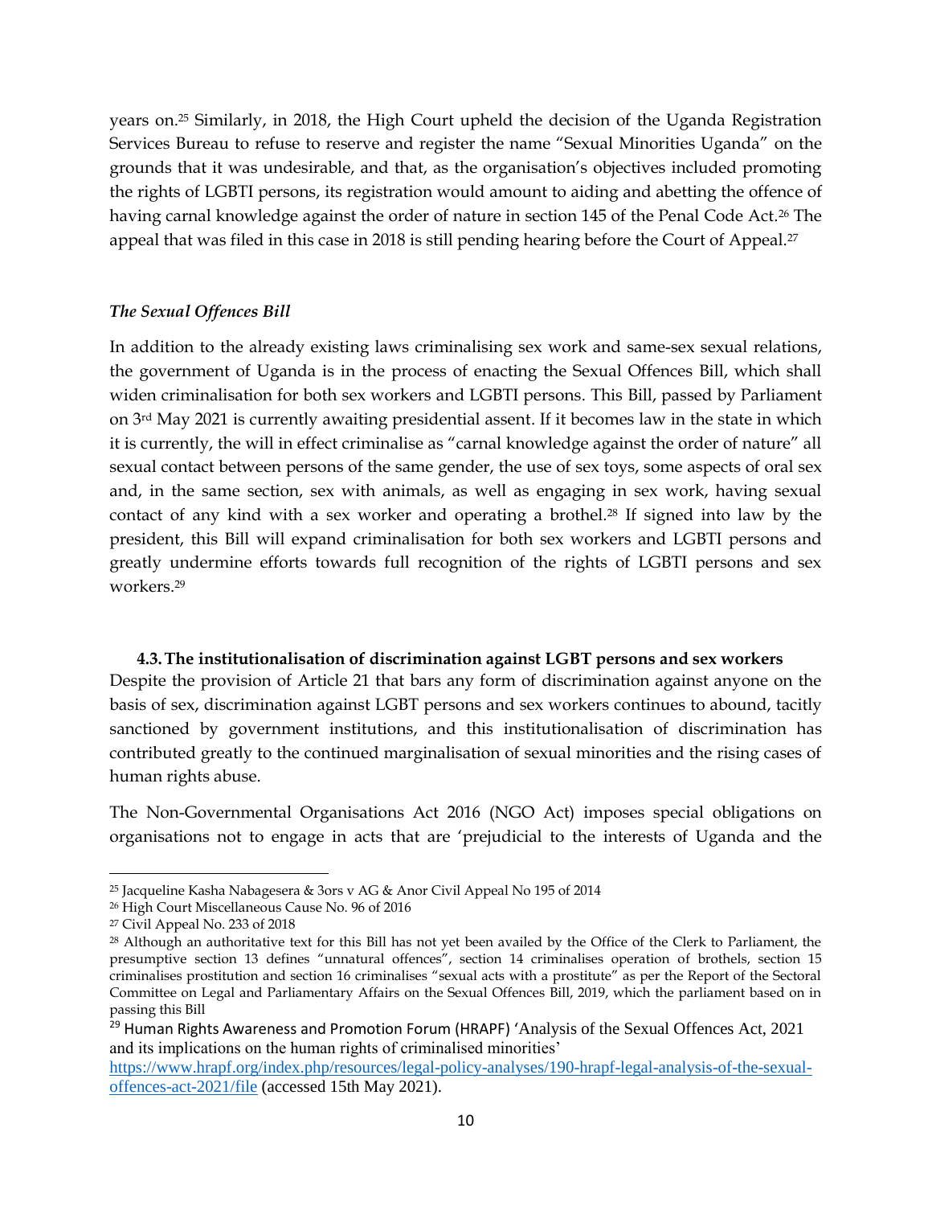years on.[25] Similarly, in 2018, the High Court upheld the decision of the Uganda Registration Services Bureau to refuse to reserve and register the name "Sexual Minorities Uganda" on the grounds that it was undesirable, and that, as the organisation's objectives included promoting the rights of LGBTI persons, its registration would amount to aiding and abetting the offence of having carnal knowledge against the order of nature in section 145 of the Penal Code Act.[26] The appeal that was filed in this case in 2018 is still pending hearing before the Court of Appeal.[27]

*The Sexual Offences Bill*

In addition to the already existing laws criminalising sex work and same-sex sexual relations, the government of Uganda is in the process of enacting the Sexual Offences Bill, which shall widen criminalisation for both sex workers and LGBTI persons. This Bill, passed by Parliament on 3rd May 2021 is currently awaiting presidential assent. If it becomes law in the state in which it is currently, the will in effect criminalise as "carnal knowledge against the order of nature" all sexual contact between persons of the same gender, the use of sex toys, some aspects of oral sex and, in the same section, sex with animals, as well as engaging in sex work, having sexual contact of any kind with a sex worker and operating a brothel.[28] If signed into law by the president, this Bill will expand criminalisation for both sex workers and LGBTI persons and greatly undermine efforts towards full recognition of the rights of LGBTI persons and sex workers.[29]

### 4.3. The institutionalisation of discrimination against LGBT persons and sex workers

Despite the provision of Article 21 that bars any form of discrimination against anyone on the basis of sex, discrimination against LGBT persons and sex workers continues to abound, tacitly sanctioned by government institutions, and this institutionalisation of discrimination has contributed greatly to the continued marginalisation of sexual minorities and the rising cases of human rights abuse.

The Non-Governmental Organisations Act 2016 (NGO Act) imposes special obligations on organisations not to engage in acts that are 'prejudicial to the interests of Uganda and the

---

[25] Jacqueline Kasha Nabagesera & 3ors v AG & Anor Civil Appeal No 195 of 2014

[26] High Court Miscellaneous Cause No. 96 of 2016

[27] Civil Appeal No. 233 of 2018

[28] Although an authoritative text for this Bill has not yet been availed by the Office of the Clerk to Parliament, the presumptive section 13 defines "unnatural offences", section 14 criminalises operation of brothels, section 15 criminalises prostitution and section 16 criminalises "sexual acts with a prostitute" as per the Report of the Sectoral Committee on Legal and Parliamentary Affairs on the Sexual Offences Bill, 2019, which the parliament based on in passing this Bill

[29] Human Rights Awareness and Promotion Forum (HRAPF) 'Analysis of the Sexual Offences Act, 2021 and its implications on the human rights of criminalised minorities' https://www.hrapf.org/index.php/resources/legal-policy-analyses/190-hrapf-legal-analysis-of-the-sexual-offences-act-2021/file (accessed 15th May 2021).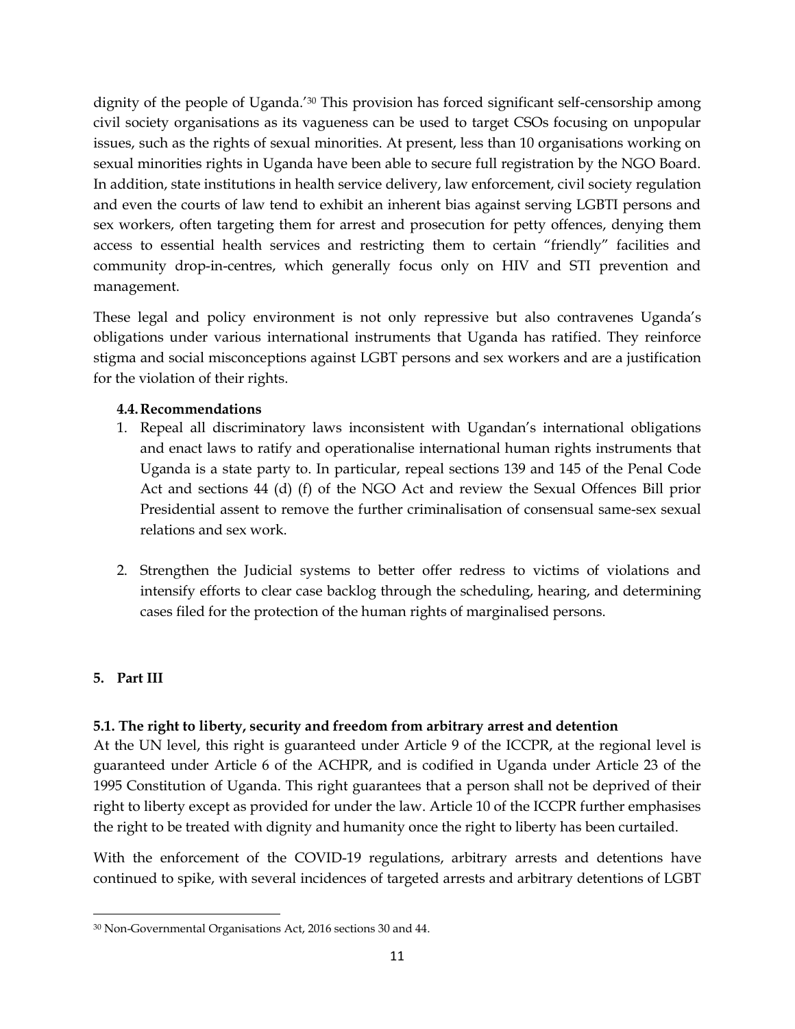dignity of the people of Uganda.'[30] This provision has forced significant self-censorship among civil society organisations as its vagueness can be used to target CSOs focusing on unpopular issues, such as the rights of sexual minorities. At present, less than 10 organisations working on sexual minorities rights in Uganda have been able to secure full registration by the NGO Board. In addition, state institutions in health service delivery, law enforcement, civil society regulation and even the courts of law tend to exhibit an inherent bias against serving LGBTI persons and sex workers, often targeting them for arrest and prosecution for petty offences, denying them access to essential health services and restricting them to certain "friendly" facilities and community drop-in-centres, which generally focus only on HIV and STI prevention and management.

These legal and policy environment is not only repressive but also contravenes Uganda's obligations under various international instruments that Uganda has ratified. They reinforce stigma and social misconceptions against LGBT persons and sex workers and are a justification for the violation of their rights.

### 4.4. Recommendations

1. Repeal all discriminatory laws inconsistent with Ugandan's international obligations and enact laws to ratify and operationalise international human rights instruments that Uganda is a state party to. In particular, repeal sections 139 and 145 of the Penal Code Act and sections 44 (d) (f) of the NGO Act and review the Sexual Offences Bill prior Presidential assent to remove the further criminalisation of consensual same-sex sexual relations and sex work.

2. Strengthen the Judicial systems to better offer redress to victims of violations and intensify efforts to clear case backlog through the scheduling, hearing, and determining cases filed for the protection of the human rights of marginalised persons.

## 5. Part III

### 5.1. The right to liberty, security and freedom from arbitrary arrest and detention

At the UN level, this right is guaranteed under Article 9 of the ICCPR, at the regional level is guaranteed under Article 6 of the ACHPR, and is codified in Uganda under Article 23 of the 1995 Constitution of Uganda. This right guarantees that a person shall not be deprived of their right to liberty except as provided for under the law. Article 10 of the ICCPR further emphasises the right to be treated with dignity and humanity once the right to liberty has been curtailed.

With the enforcement of the COVID-19 regulations, arbitrary arrests and detentions have continued to spike, with several incidences of targeted arrests and arbitrary detentions of LGBT

---

[30] Non-Governmental Organisations Act, 2016 sections 30 and 44.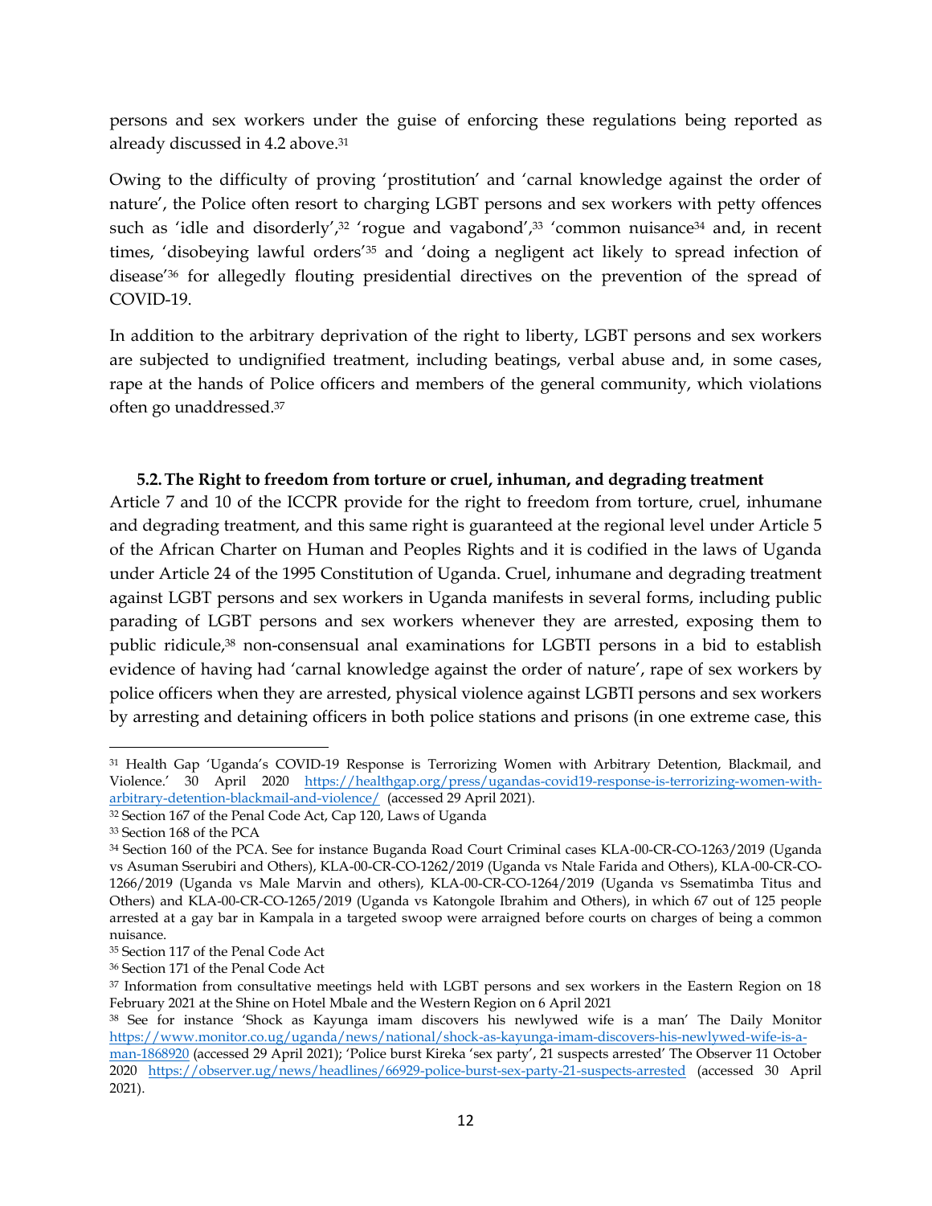persons and sex workers under the guise of enforcing these regulations being reported as already discussed in 4.2 above.[31]

Owing to the difficulty of proving 'prostitution' and 'carnal knowledge against the order of nature', the Police often resort to charging LGBT persons and sex workers with petty offences such as 'idle and disorderly',[32] 'rogue and vagabond',[33] 'common nuisance[34] and, in recent times, 'disobeying lawful orders'[35] and 'doing a negligent act likely to spread infection of disease'[36] for allegedly flouting presidential directives on the prevention of the spread of COVID-19.

In addition to the arbitrary deprivation of the right to liberty, LGBT persons and sex workers are subjected to undignified treatment, including beatings, verbal abuse and, in some cases, rape at the hands of Police officers and members of the general community, which violations often go unaddressed.[37]

### 5.2. The Right to freedom from torture or cruel, inhuman, and degrading treatment

Article 7 and 10 of the ICCPR provide for the right to freedom from torture, cruel, inhumane and degrading treatment, and this same right is guaranteed at the regional level under Article 5 of the African Charter on Human and Peoples Rights and it is codified in the laws of Uganda under Article 24 of the 1995 Constitution of Uganda. Cruel, inhumane and degrading treatment against LGBT persons and sex workers in Uganda manifests in several forms, including public parading of LGBT persons and sex workers whenever they are arrested, exposing them to public ridicule,[38] non-consensual anal examinations for LGBTI persons in a bid to establish evidence of having had 'carnal knowledge against the order of nature', rape of sex workers by police officers when they are arrested, physical violence against LGBTI persons and sex workers by arresting and detaining officers in both police stations and prisons (in one extreme case, this

---

[31] Health Gap 'Uganda's COVID-19 Response is Terrorizing Women with Arbitrary Detention, Blackmail, and Violence.' 30 April 2020 https://healthgap.org/press/ugandas-covid19-response-is-terrorizing-women-with-arbitrary-detention-blackmail-and-violence/ (accessed 29 April 2021).

[32] Section 167 of the Penal Code Act, Cap 120, Laws of Uganda

[33] Section 168 of the PCA

[34] Section 160 of the PCA. See for instance Buganda Road Court Criminal cases KLA-00-CR-CO-1263/2019 (Uganda vs Asuman Sserubiri and Others), KLA-00-CR-CO-1262/2019 (Uganda vs Ntale Farida and Others), KLA-00-CR-CO-1266/2019 (Uganda vs Male Marvin and others), KLA-00-CR-CO-1264/2019 (Uganda vs Ssematimba Titus and Others) and KLA-00-CR-CO-1265/2019 (Uganda vs Katongole Ibrahim and Others), in which 67 out of 125 people arrested at a gay bar in Kampala in a targeted swoop were arraigned before courts on charges of being a common nuisance.

[35] Section 117 of the Penal Code Act

[36] Section 171 of the Penal Code Act

[37] Information from consultative meetings held with LGBT persons and sex workers in the Eastern Region on 18 February 2021 at the Shine on Hotel Mbale and the Western Region on 6 April 2021

[38] See for instance 'Shock as Kayunga imam discovers his newlywed wife is a man' The Daily Monitor https://www.monitor.co.ug/uganda/news/national/shock-as-kayunga-imam-discovers-his-newlywed-wife-is-a-man-1868920 (accessed 29 April 2021); 'Police burst Kireka 'sex party', 21 suspects arrested' The Observer 11 October 2020 https://observer.ug/news/headlines/66929-police-burst-sex-party-21-suspects-arrested (accessed 30 April 2021).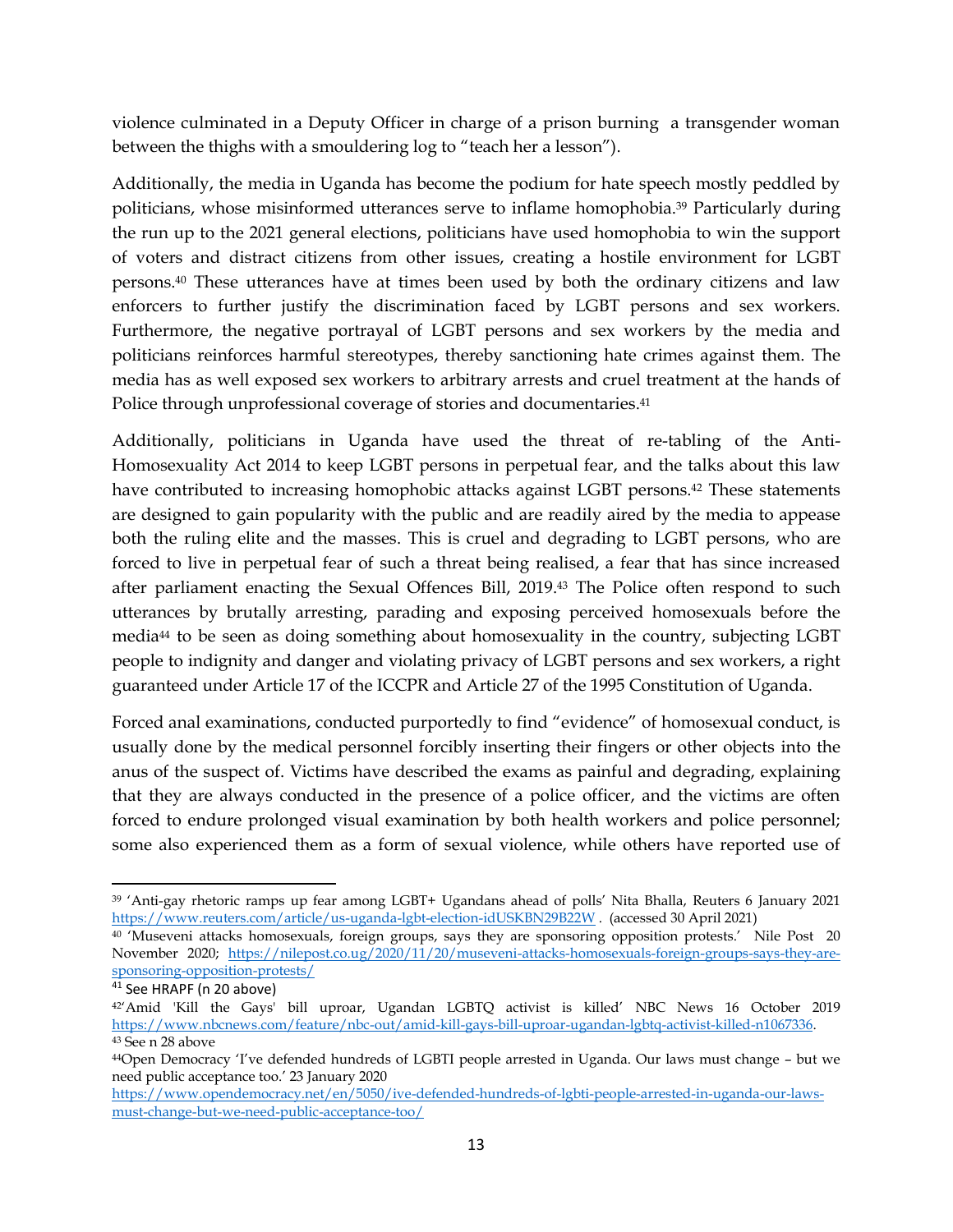violence culminated in a Deputy Officer in charge of a prison burning a transgender woman between the thighs with a smouldering log to "teach her a lesson").

Additionally, the media in Uganda has become the podium for hate speech mostly peddled by politicians, whose misinformed utterances serve to inflame homophobia.[39] Particularly during the run up to the 2021 general elections, politicians have used homophobia to win the support of voters and distract citizens from other issues, creating a hostile environment for LGBT persons.[40] These utterances have at times been used by both the ordinary citizens and law enforcers to further justify the discrimination faced by LGBT persons and sex workers. Furthermore, the negative portrayal of LGBT persons and sex workers by the media and politicians reinforces harmful stereotypes, thereby sanctioning hate crimes against them. The media has as well exposed sex workers to arbitrary arrests and cruel treatment at the hands of Police through unprofessional coverage of stories and documentaries.[41]

Additionally, politicians in Uganda have used the threat of re-tabling of the Anti-Homosexuality Act 2014 to keep LGBT persons in perpetual fear, and the talks about this law have contributed to increasing homophobic attacks against LGBT persons.[42] These statements are designed to gain popularity with the public and are readily aired by the media to appease both the ruling elite and the masses. This is cruel and degrading to LGBT persons, who are forced to live in perpetual fear of such a threat being realised, a fear that has since increased after parliament enacting the Sexual Offences Bill, 2019.[43] The Police often respond to such utterances by brutally arresting, parading and exposing perceived homosexuals before the media[44] to be seen as doing something about homosexuality in the country, subjecting LGBT people to indignity and danger and violating privacy of LGBT persons and sex workers, a right guaranteed under Article 17 of the ICCPR and Article 27 of the 1995 Constitution of Uganda.

Forced anal examinations, conducted purportedly to find "evidence" of homosexual conduct, is usually done by the medical personnel forcibly inserting their fingers or other objects into the anus of the suspect of. Victims have described the exams as painful and degrading, explaining that they are always conducted in the presence of a police officer, and the victims are often forced to endure prolonged visual examination by both health workers and police personnel; some also experienced them as a form of sexual violence, while others have reported use of

---

[39] 'Anti-gay rhetoric ramps up fear among LGBT+ Ugandans ahead of polls' Nita Bhalla, Reuters 6 January 2021 https://www.reuters.com/article/us-uganda-lgbt-election-idUSKBN29B22W . (accessed 30 April 2021)

[40] 'Museveni attacks homosexuals, foreign groups, says they are sponsoring opposition protests.' Nile Post 20 November 2020; https://nilepost.co.ug/2020/11/20/museveni-attacks-homosexuals-foreign-groups-says-they-are-sponsoring-opposition-protests/

[41] See HRAPF (n 20 above)

[42] 'Amid 'Kill the Gays' bill uproar, Ugandan LGBTQ activist is killed' NBC News 16 October 2019 https://www.nbcnews.com/feature/nbc-out/amid-kill-gays-bill-uproar-ugandan-lgbtq-activist-killed-n1067336.

[43] See n 28 above

[44] Open Democracy 'I've defended hundreds of LGBTI people arrested in Uganda. Our laws must change – but we need public acceptance too.' 23 January 2020 https://www.opendemocracy.net/en/5050/ive-defended-hundreds-of-lgbti-people-arrested-in-uganda-our-laws-must-change-but-we-need-public-acceptance-too/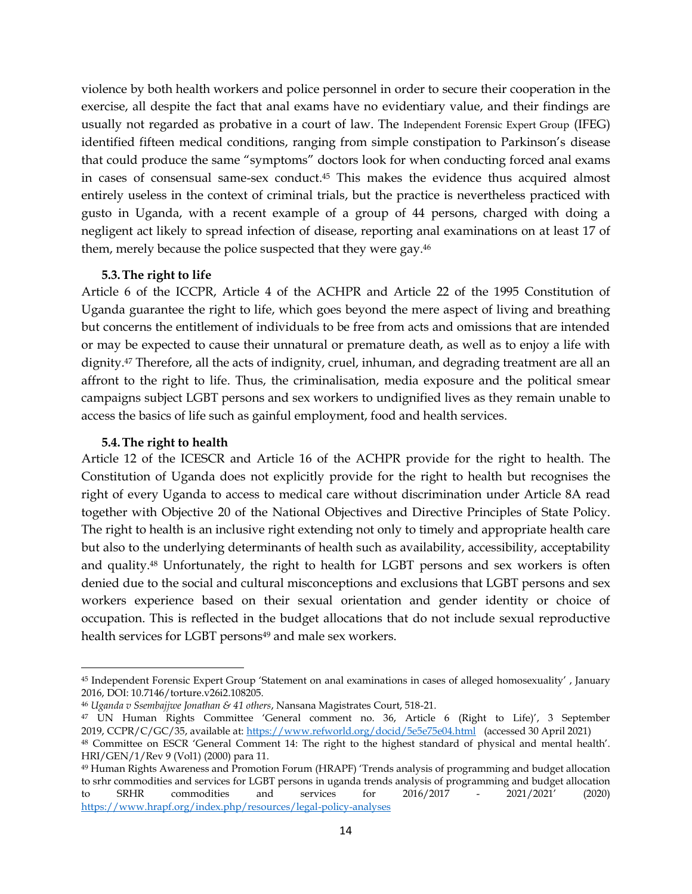violence by both health workers and police personnel in order to secure their cooperation in the exercise, all despite the fact that anal exams have no evidentiary value, and their findings are usually not regarded as probative in a court of law. The Independent Forensic Expert Group (IFEG) identified fifteen medical conditions, ranging from simple constipation to Parkinson's disease that could produce the same "symptoms" doctors look for when conducting forced anal exams in cases of consensual same-sex conduct.[45] This makes the evidence thus acquired almost entirely useless in the context of criminal trials, but the practice is nevertheless practiced with gusto in Uganda, with a recent example of a group of 44 persons, charged with doing a negligent act likely to spread infection of disease, reporting anal examinations on at least 17 of them, merely because the police suspected that they were gay.[46]

### 5.3. The right to life

Article 6 of the ICCPR, Article 4 of the ACHPR and Article 22 of the 1995 Constitution of Uganda guarantee the right to life, which goes beyond the mere aspect of living and breathing but concerns the entitlement of individuals to be free from acts and omissions that are intended or may be expected to cause their unnatural or premature death, as well as to enjoy a life with dignity.[47] Therefore, all the acts of indignity, cruel, inhuman, and degrading treatment are all an affront to the right to life. Thus, the criminalisation, media exposure and the political smear campaigns subject LGBT persons and sex workers to undignified lives as they remain unable to access the basics of life such as gainful employment, food and health services.

### 5.4. The right to health

Article 12 of the ICESCR and Article 16 of the ACHPR provide for the right to health. The Constitution of Uganda does not explicitly provide for the right to health but recognises the right of every Uganda to access to medical care without discrimination under Article 8A read together with Objective 20 of the National Objectives and Directive Principles of State Policy. The right to health is an inclusive right extending not only to timely and appropriate health care but also to the underlying determinants of health such as availability, accessibility, acceptability and quality.[48] Unfortunately, the right to health for LGBT persons and sex workers is often denied due to the social and cultural misconceptions and exclusions that LGBT persons and sex workers experience based on their sexual orientation and gender identity or choice of occupation. This is reflected in the budget allocations that do not include sexual reproductive health services for LGBT persons[49] and male sex workers.

---

[45] Independent Forensic Expert Group 'Statement on anal examinations in cases of alleged homosexuality' , January 2016, DOI: 10.7146/torture.v26i2.108205.

[46] *Uganda v Ssembajjwe Jonathan & 41 others*, Nansana Magistrates Court, 518-21.

[47] UN Human Rights Committee 'General comment no. 36, Article 6 (Right to Life)', 3 September 2019, CCPR/C/GC/35, available at: https://www.refworld.org/docid/5e5e75e04.html (accessed 30 April 2021)

[48] Committee on ESCR 'General Comment 14: The right to the highest standard of physical and mental health'. HRI/GEN/1/Rev 9 (Vol1) (2000) para 11.

[49] Human Rights Awareness and Promotion Forum (HRAPF) 'Trends analysis of programming and budget allocation to srhr commodities and services for LGBT persons in uganda trends analysis of programming and budget allocation to SRHR commodities and services for 2016/2017 - 2021/2021' (2020) https://www.hrapf.org/index.php/resources/legal-policy-analyses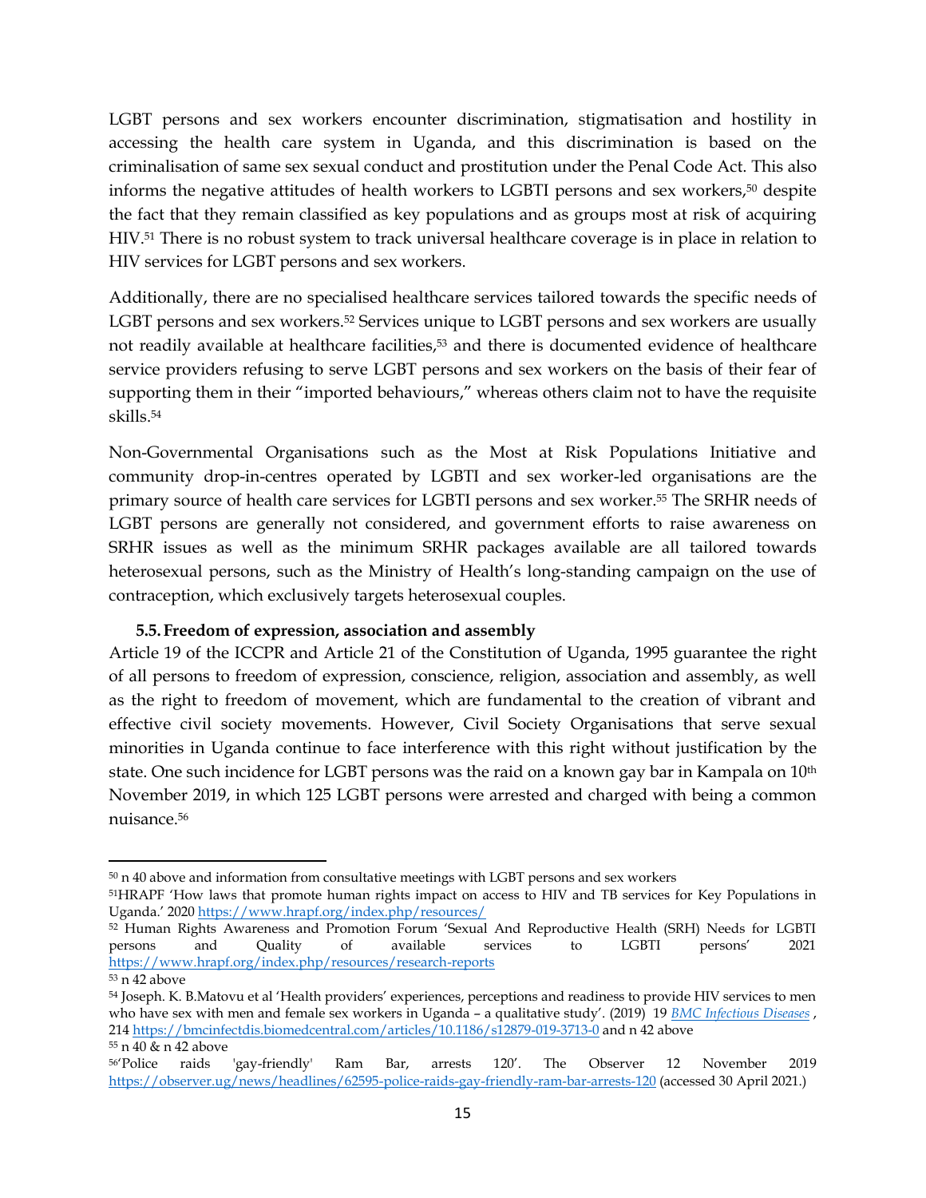LGBT persons and sex workers encounter discrimination, stigmatisation and hostility in accessing the health care system in Uganda, and this discrimination is based on the criminalisation of same sex sexual conduct and prostitution under the Penal Code Act. This also informs the negative attitudes of health workers to LGBTI persons and sex workers,[50] despite the fact that they remain classified as key populations and as groups most at risk of acquiring HIV.[51] There is no robust system to track universal healthcare coverage is in place in relation to HIV services for LGBT persons and sex workers.

Additionally, there are no specialised healthcare services tailored towards the specific needs of LGBT persons and sex workers.[52] Services unique to LGBT persons and sex workers are usually not readily available at healthcare facilities,[53] and there is documented evidence of healthcare service providers refusing to serve LGBT persons and sex workers on the basis of their fear of supporting them in their "imported behaviours," whereas others claim not to have the requisite skills.[54]

Non-Governmental Organisations such as the Most at Risk Populations Initiative and community drop-in-centres operated by LGBTI and sex worker-led organisations are the primary source of health care services for LGBTI persons and sex worker.[55] The SRHR needs of LGBT persons are generally not considered, and government efforts to raise awareness on SRHR issues as well as the minimum SRHR packages available are all tailored towards heterosexual persons, such as the Ministry of Health's long-standing campaign on the use of contraception, which exclusively targets heterosexual couples.

### 5.5. Freedom of expression, association and assembly

Article 19 of the ICCPR and Article 21 of the Constitution of Uganda, 1995 guarantee the right of all persons to freedom of expression, conscience, religion, association and assembly, as well as the right to freedom of movement, which are fundamental to the creation of vibrant and effective civil society movements. However, Civil Society Organisations that serve sexual minorities in Uganda continue to face interference with this right without justification by the state. One such incidence for LGBT persons was the raid on a known gay bar in Kampala on 10th November 2019, in which 125 LGBT persons were arrested and charged with being a common nuisance.[56]

---

[50] n 40 above and information from consultative meetings with LGBT persons and sex workers

[51] HRAPF 'How laws that promote human rights impact on access to HIV and TB services for Key Populations in Uganda.' 2020 https://www.hrapf.org/index.php/resources/

[52] Human Rights Awareness and Promotion Forum 'Sexual And Reproductive Health (SRH) Needs for LGBTI persons and Quality of available services to LGBTI persons' 2021 https://www.hrapf.org/index.php/resources/research-reports

[53] n 42 above

[54] Joseph. K. B.Matovu et al 'Health providers' experiences, perceptions and readiness to provide HIV services to men who have sex with men and female sex workers in Uganda – a qualitative study'. (2019) 19 *BMC Infectious Diseases* , 214 https://bmcinfectdis.biomedcentral.com/articles/10.1186/s12879-019-3713-0 and n 42 above

[55] n 40 & n 42 above

[56] 'Police raids 'gay-friendly' Ram Bar, arrests 120'. The Observer 12 November 2019 https://observer.ug/news/headlines/62595-police-raids-gay-friendly-ram-bar-arrests-120 (accessed 30 April 2021.)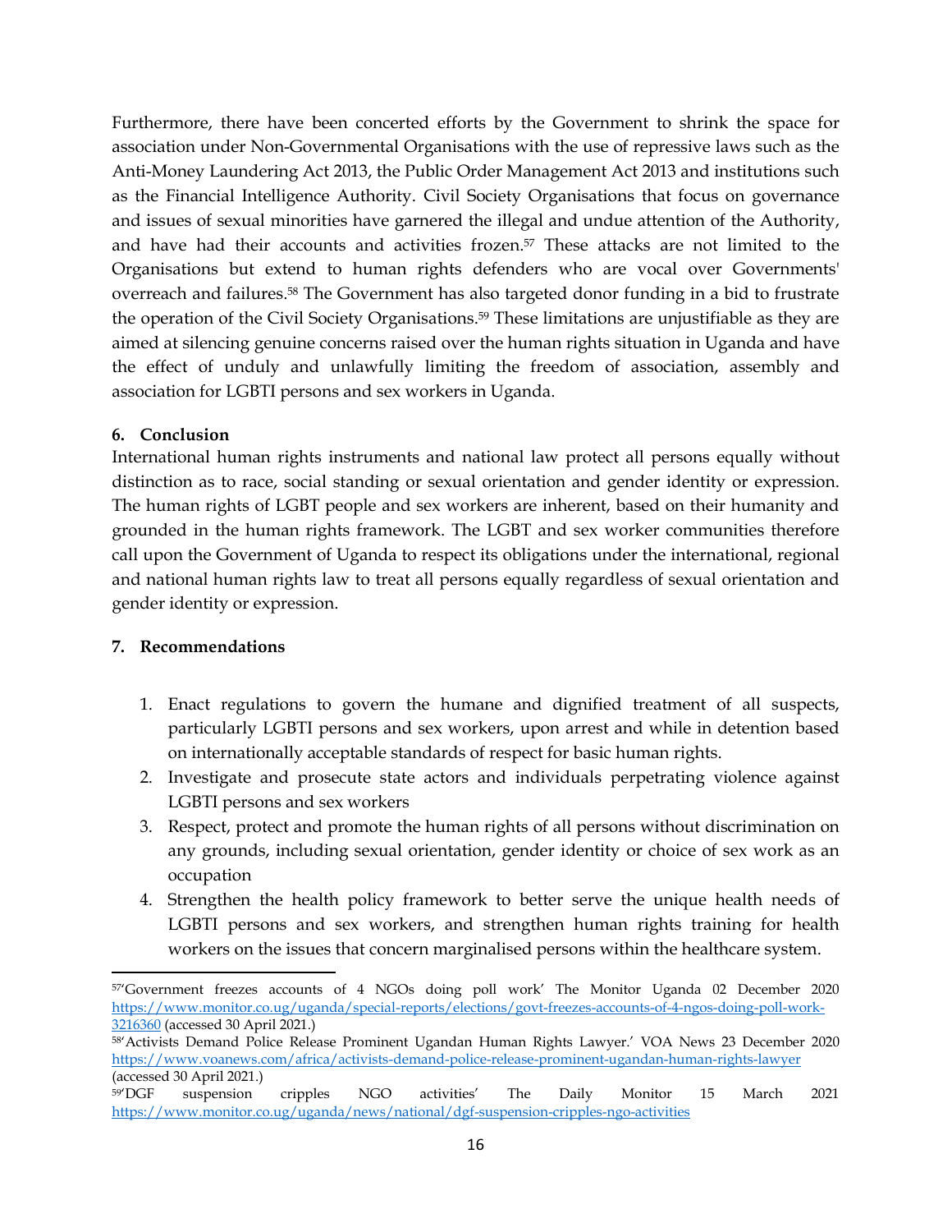Furthermore, there have been concerted efforts by the Government to shrink the space for association under Non-Governmental Organisations with the use of repressive laws such as the Anti-Money Laundering Act 2013, the Public Order Management Act 2013 and institutions such as the Financial Intelligence Authority. Civil Society Organisations that focus on governance and issues of sexual minorities have garnered the illegal and undue attention of the Authority, and have had their accounts and activities frozen.[57] These attacks are not limited to the Organisations but extend to human rights defenders who are vocal over Governments' overreach and failures.[58] The Government has also targeted donor funding in a bid to frustrate the operation of the Civil Society Organisations.[59] These limitations are unjustifiable as they are aimed at silencing genuine concerns raised over the human rights situation in Uganda and have the effect of unduly and unlawfully limiting the freedom of association, assembly and association for LGBTI persons and sex workers in Uganda.

## 6. Conclusion

International human rights instruments and national law protect all persons equally without distinction as to race, social standing or sexual orientation and gender identity or expression. The human rights of LGBT people and sex workers are inherent, based on their humanity and grounded in the human rights framework. The LGBT and sex worker communities therefore call upon the Government of Uganda to respect its obligations under the international, regional and national human rights law to treat all persons equally regardless of sexual orientation and gender identity or expression.

## 7. Recommendations

1. Enact regulations to govern the humane and dignified treatment of all suspects, particularly LGBTI persons and sex workers, upon arrest and while in detention based on internationally acceptable standards of respect for basic human rights.
2. Investigate and prosecute state actors and individuals perpetrating violence against LGBTI persons and sex workers
3. Respect, protect and promote the human rights of all persons without discrimination on any grounds, including sexual orientation, gender identity or choice of sex work as an occupation
4. Strengthen the health policy framework to better serve the unique health needs of LGBTI persons and sex workers, and strengthen human rights training for health workers on the issues that concern marginalised persons within the healthcare system.

---

[57] 'Government freezes accounts of 4 NGOs doing poll work' The Monitor Uganda 02 December 2020 https://www.monitor.co.ug/uganda/special-reports/elections/govt-freezes-accounts-of-4-ngos-doing-poll-work-3216360 (accessed 30 April 2021.)

[58] 'Activists Demand Police Release Prominent Ugandan Human Rights Lawyer.' VOA News 23 December 2020 https://www.voanews.com/africa/activists-demand-police-release-prominent-ugandan-human-rights-lawyer (accessed 30 April 2021.)

[59] 'DGF suspension cripples NGO activities' The Daily Monitor 15 March 2021 https://www.monitor.co.ug/uganda/news/national/dgf-suspension-cripples-ngo-activities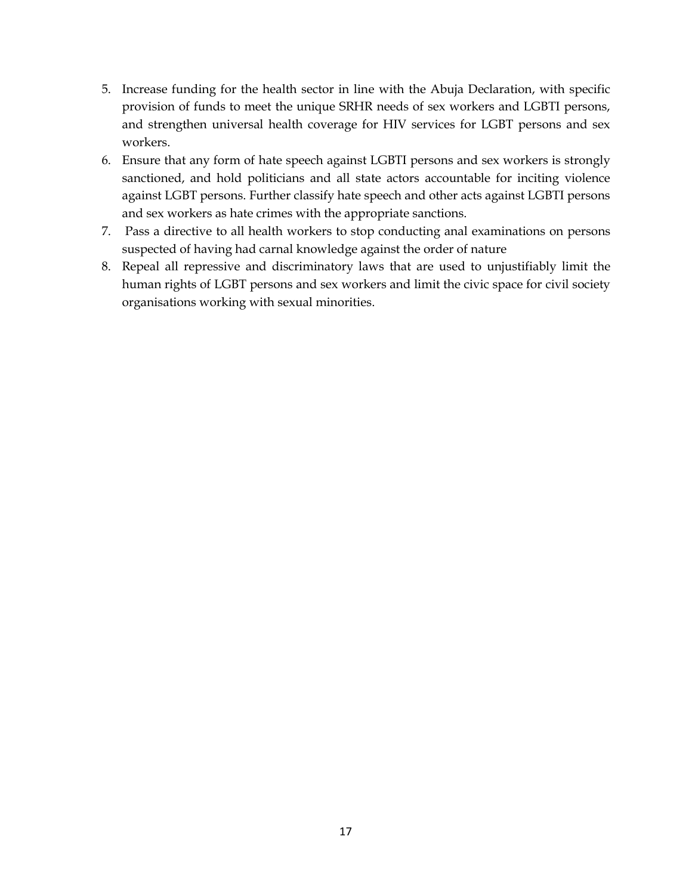5. Increase funding for the health sector in line with the Abuja Declaration, with specific provision of funds to meet the unique SRHR needs of sex workers and LGBTI persons, and strengthen universal health coverage for HIV services for LGBT persons and sex workers.
6. Ensure that any form of hate speech against LGBTI persons and sex workers is strongly sanctioned, and hold politicians and all state actors accountable for inciting violence against LGBT persons. Further classify hate speech and other acts against LGBTI persons and sex workers as hate crimes with the appropriate sanctions.
7. Pass a directive to all health workers to stop conducting anal examinations on persons suspected of having had carnal knowledge against the order of nature
8. Repeal all repressive and discriminatory laws that are used to unjustifiably limit the human rights of LGBT persons and sex workers and limit the civic space for civil society organisations working with sexual minorities.